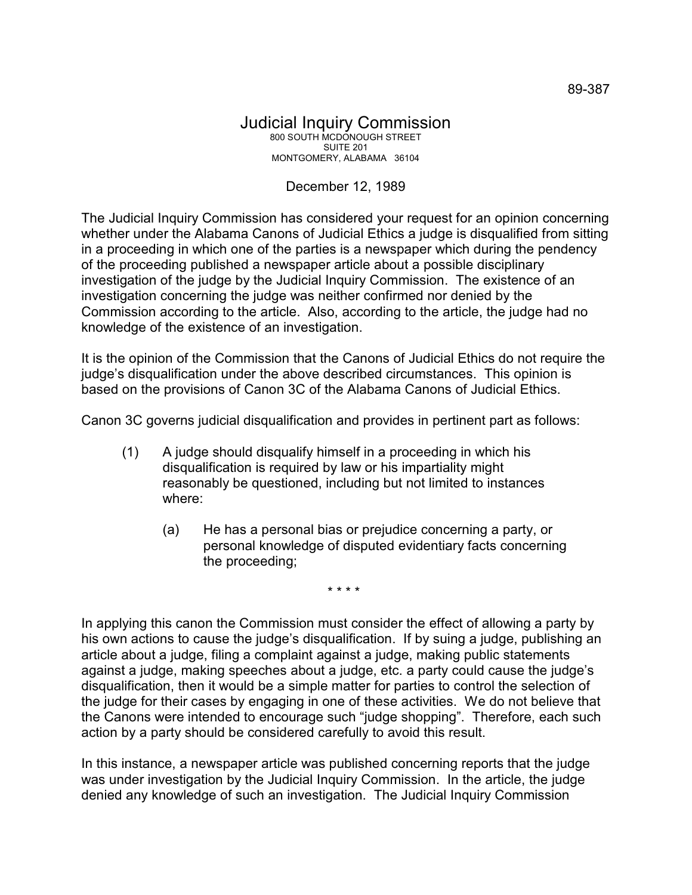89-387

# Judicial Inquiry Commission

800 SOUTH MCDONOUGH STREET
SUITE 201
MONTGOMERY, ALABAMA 36104

December 12, 1989

The Judicial Inquiry Commission has considered your request for an opinion concerning whether under the Alabama Canons of Judicial Ethics a judge is disqualified from sitting in a proceeding in which one of the parties is a newspaper which during the pendency of the proceeding published a newspaper article about a possible disciplinary investigation of the judge by the Judicial Inquiry Commission. The existence of an investigation concerning the judge was neither confirmed nor denied by the Commission according to the article. Also, according to the article, the judge had no knowledge of the existence of an investigation.

It is the opinion of the Commission that the Canons of Judicial Ethics do not require the judge's disqualification under the above described circumstances. This opinion is based on the provisions of Canon 3C of the Alabama Canons of Judicial Ethics.

Canon 3C governs judicial disqualification and provides in pertinent part as follows:

> (1) A judge should disqualify himself in a proceeding in which his disqualification is required by law or his impartiality might reasonably be questioned, including but not limited to instances where:
>
> > (a) He has a personal bias or prejudice concerning a party, or personal knowledge of disputed evidentiary facts concerning the proceeding;
>
> \* \* \* \*

In applying this canon the Commission must consider the effect of allowing a party by his own actions to cause the judge's disqualification. If by suing a judge, publishing an article about a judge, filing a complaint against a judge, making public statements against a judge, making speeches about a judge, etc. a party could cause the judge's disqualification, then it would be a simple matter for parties to control the selection of the judge for their cases by engaging in one of these activities. We do not believe that the Canons were intended to encourage such "judge shopping". Therefore, each such action by a party should be considered carefully to avoid this result.

In this instance, a newspaper article was published concerning reports that the judge was under investigation by the Judicial Inquiry Commission. In the article, the judge denied any knowledge of such an investigation. The Judicial Inquiry Commission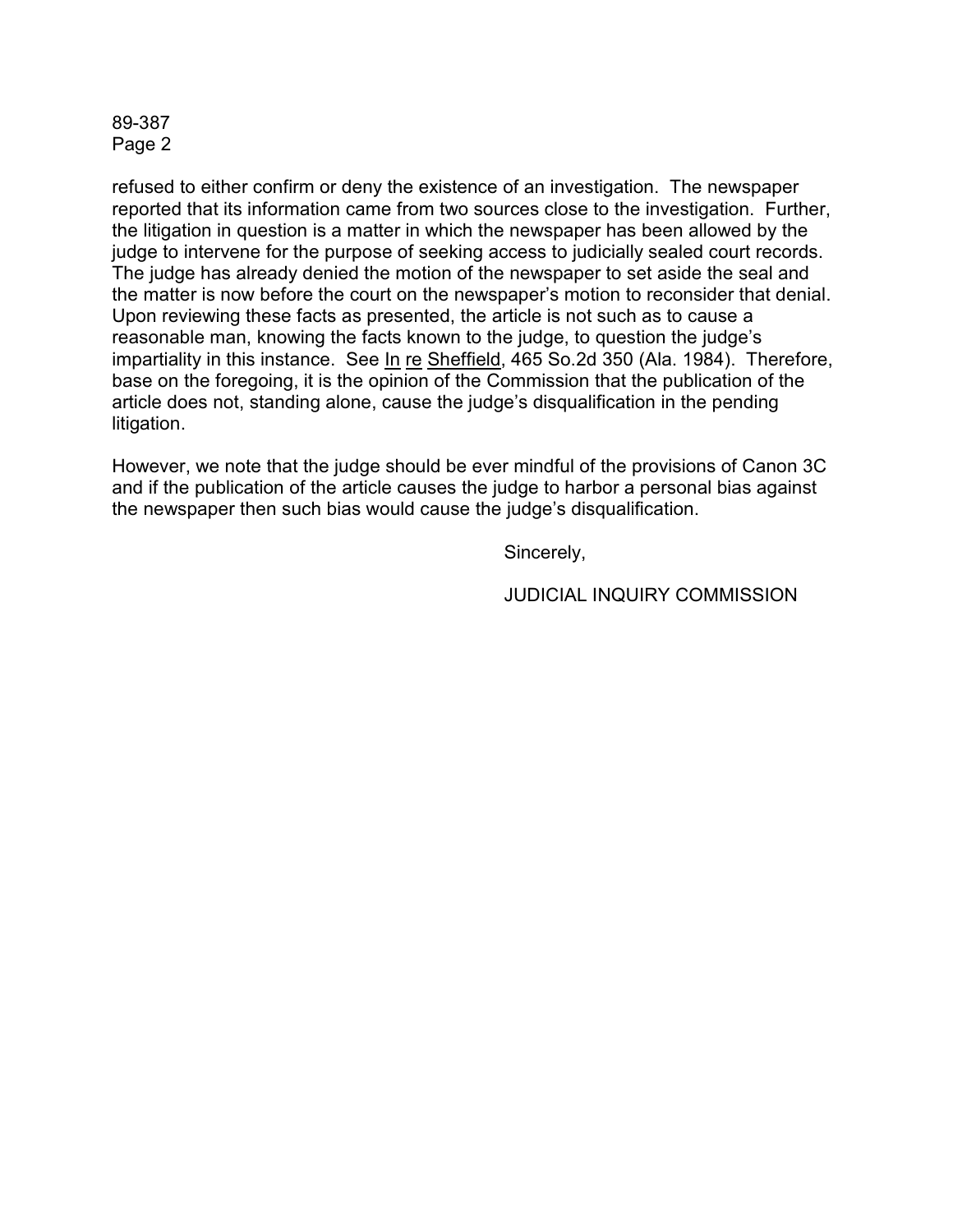refused to either confirm or deny the existence of an investigation. The newspaper reported that its information came from two sources close to the investigation. Further, the litigation in question is a matter in which the newspaper has been allowed by the judge to intervene for the purpose of seeking access to judicially sealed court records. The judge has already denied the motion of the newspaper to set aside the seal and the matter is now before the court on the newspaper's motion to reconsider that denial. Upon reviewing these facts as presented, the article is not such as to cause a reasonable man, knowing the facts known to the judge, to question the judge's impartiality in this instance. See In re Sheffield, 465 So.2d 350 (Ala. 1984). Therefore, base on the foregoing, it is the opinion of the Commission that the publication of the article does not, standing alone, cause the judge's disqualification in the pending litigation.

However, we note that the judge should be ever mindful of the provisions of Canon 3C and if the publication of the article causes the judge to harbor a personal bias against the newspaper then such bias would cause the judge's disqualification.

Sincerely,

JUDICIAL INQUIRY COMMISSION